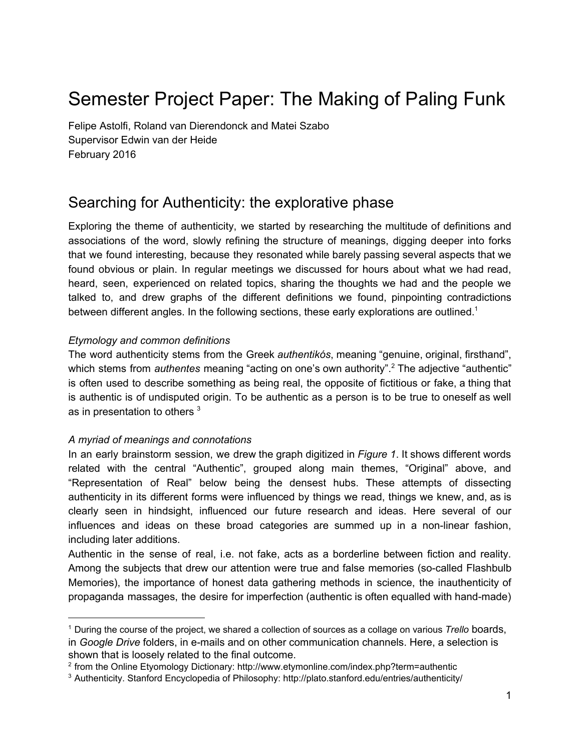# Semester Project Paper: The Making of Paling Funk

Felipe Astolfi, Roland van Dierendonck and Matei Szabo
Supervisor Edwin van der Heide
February 2016

## Searching for Authenticity: the explorative phase

Exploring the theme of authenticity, we started by researching the multitude of definitions and associations of the word, slowly refining the structure of meanings, digging deeper into forks that we found interesting, because they resonated while barely passing several aspects that we found obvious or plain. In regular meetings we discussed for hours about what we had read, heard, seen, experienced on related topics, sharing the thoughts we had and the people we talked to, and drew graphs of the different definitions we found, pinpointing contradictions between different angles. In the following sections, these early explorations are outlined.[1]

*Etymology and common definitions*

The word authenticity stems from the Greek *authentikós*, meaning "genuine, original, firsthand", which stems from *authentes* meaning "acting on one's own authority".[2] The adjective "authentic" is often used to describe something as being real, the opposite of fictitious or fake, a thing that is authentic is of undisputed origin. To be authentic as a person is to be true to oneself as well as in presentation to others [3]

*A myriad of meanings and connotations*

In an early brainstorm session, we drew the graph digitized in *Figure 1*. It shows different words related with the central "Authentic", grouped along main themes, "Original" above, and "Representation of Real" below being the densest hubs. These attempts of dissecting authenticity in its different forms were influenced by things we read, things we knew, and, as is clearly seen in hindsight, influenced our future research and ideas. Here several of our influences and ideas on these broad categories are summed up in a non-linear fashion, including later additions.

Authentic in the sense of real, i.e. not fake, acts as a borderline between fiction and reality. Among the subjects that drew our attention were true and false memories (so-called Flashbulb Memories), the importance of honest data gathering methods in science, the inauthenticity of propaganda massages, the desire for imperfection (authentic is often equalled with hand-made)

---

[1] During the course of the project, we shared a collection of sources as a collage on various *Trello* boards, in *Google Drive* folders, in e-mails and on other communication channels. Here, a selection is shown that is loosely related to the final outcome.

[2] from the Online Etyomology Dictionary: http://www.etymonline.com/index.php?term=authentic

[3] Authenticity. Stanford Encyclopedia of Philosophy: http://plato.stanford.edu/entries/authenticity/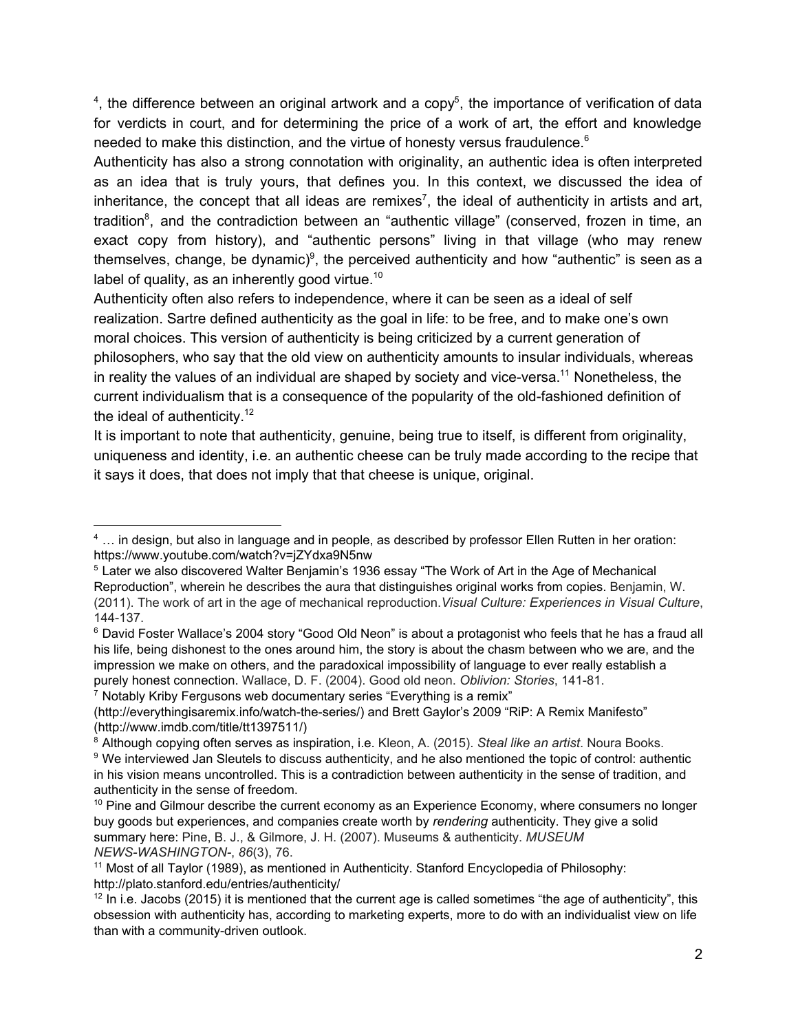[4], the difference between an original artwork and a copy[5], the importance of verification of data for verdicts in court, and for determining the price of a work of art, the effort and knowledge needed to make this distinction, and the virtue of honesty versus fraudulence.[6]

Authenticity has also a strong connotation with originality, an authentic idea is often interpreted as an idea that is truly yours, that defines you. In this context, we discussed the idea of inheritance, the concept that all ideas are remixes[7], the ideal of authenticity in artists and art, tradition[8], and the contradiction between an "authentic village" (conserved, frozen in time, an exact copy from history), and "authentic persons" living in that village (who may renew themselves, change, be dynamic)[9], the perceived authenticity and how "authentic" is seen as a label of quality, as an inherently good virtue.[10]

Authenticity often also refers to independence, where it can be seen as a ideal of self realization. Sartre defined authenticity as the goal in life: to be free, and to make one's own moral choices. This version of authenticity is being criticized by a current generation of philosophers, who say that the old view on authenticity amounts to insular individuals, whereas in reality the values of an individual are shaped by society and vice-versa.[11] Nonetheless, the current individualism that is a consequence of the popularity of the old-fashioned definition of the ideal of authenticity.[12]

It is important to note that authenticity, genuine, being true to itself, is different from originality, uniqueness and identity, i.e. an authentic cheese can be truly made according to the recipe that it says it does, that does not imply that that cheese is unique, original.

---

[4] … in design, but also in language and in people, as described by professor Ellen Rutten in her oration: https://www.youtube.com/watch?v=jZYdxa9N5nw

[5] Later we also discovered Walter Benjamin's 1936 essay "The Work of Art in the Age of Mechanical Reproduction", wherein he describes the aura that distinguishes original works from copies. Benjamin, W. (2011). The work of art in the age of mechanical reproduction. *Visual Culture: Experiences in Visual Culture*, 144-137.

[6] David Foster Wallace's 2004 story "Good Old Neon" is about a protagonist who feels that he has a fraud all his life, being dishonest to the ones around him, the story is about the chasm between who we are, and the impression we make on others, and the paradoxical impossibility of language to ever really establish a purely honest connection. Wallace, D. F. (2004). Good old neon. *Oblivion: Stories*, 141-81.

[7] Notably Kriby Fergusons web documentary series "Everything is a remix" (http://everythingisaremix.info/watch-the-series/) and Brett Gaylor's 2009 "RiP: A Remix Manifesto" (http://www.imdb.com/title/tt1397511/)

[8] Although copying often serves as inspiration, i.e. Kleon, A. (2015). *Steal like an artist*. Noura Books.

[9] We interviewed Jan Sleutels to discuss authenticity, and he also mentioned the topic of control: authentic in his vision means uncontrolled. This is a contradiction between authenticity in the sense of tradition, and authenticity in the sense of freedom.

[10] Pine and Gilmour describe the current economy as an Experience Economy, where consumers no longer buy goods but experiences, and companies create worth by *rendering* authenticity. They give a solid summary here: Pine, B. J., & Gilmore, J. H. (2007). Museums & authenticity. *MUSEUM NEWS-WASHINGTON-*, *86*(3), 76.

[11] Most of all Taylor (1989), as mentioned in Authenticity. Stanford Encyclopedia of Philosophy: http://plato.stanford.edu/entries/authenticity/

[12] In i.e. Jacobs (2015) it is mentioned that the current age is called sometimes "the age of authenticity", this obsession with authenticity has, according to marketing experts, more to do with an individualist view on life than with a community-driven outlook.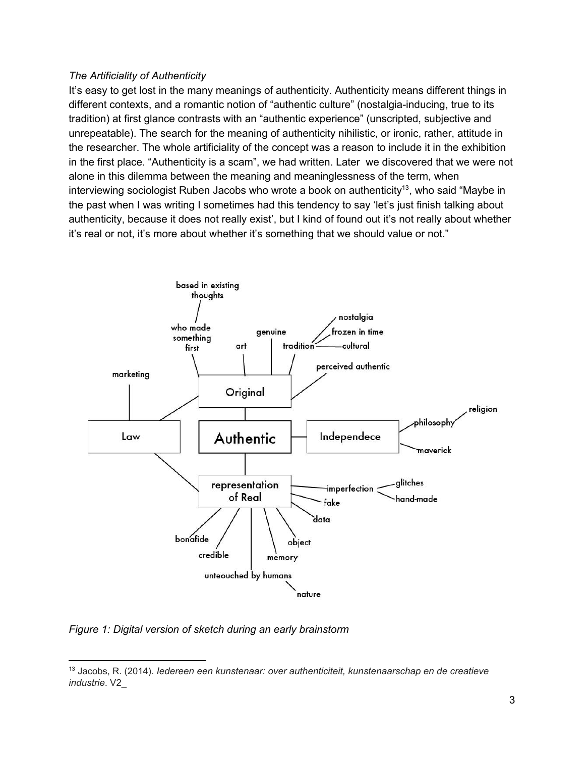*The Artificiality of Authenticity*

It's easy to get lost in the many meanings of authenticity. Authenticity means different things in different contexts, and a romantic notion of "authentic culture" (nostalgia-inducing, true to its tradition) at first glance contrasts with an "authentic experience" (unscripted, subjective and unrepeatable). The search for the meaning of authenticity nihilistic, or ironic, rather, attitude in the researcher. The whole artificiality of the concept was a reason to include it in the exhibition in the first place. "Authenticity is a scam", we had written. Later we discovered that we were not alone in this dilemma between the meaning and meaninglessness of the term, when interviewing sociologist Ruben Jacobs who wrote a book on authenticity[13], who said "Maybe in the past when I was writing I sometimes had this tendency to say 'let's just finish talking about authenticity, because it does not really exist', but I kind of found out it's not really about whether it's real or not, it's more about whether it's something that we should value or not."

*Figure 1: Digital version of sketch during an early brainstorm*

---

[13] Jacobs, R. (2014). *Iedereen een kunstenaar: over authenticiteit, kunstenaarschap en de creatieve industrie*. V2_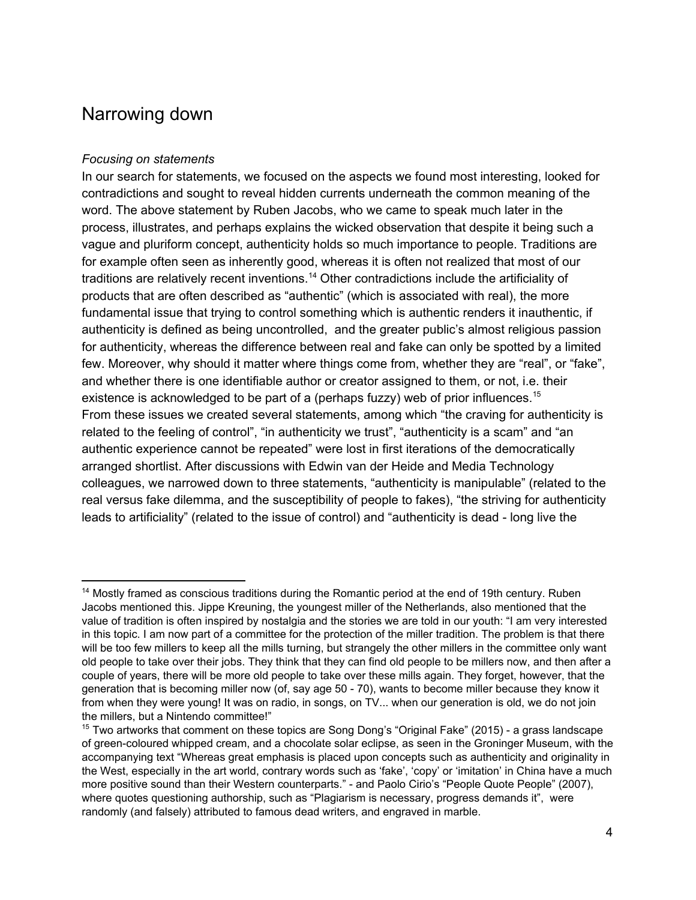## Narrowing down

*Focusing on statements*

In our search for statements, we focused on the aspects we found most interesting, looked for contradictions and sought to reveal hidden currents underneath the common meaning of the word. The above statement by Ruben Jacobs, who we came to speak much later in the process, illustrates, and perhaps explains the wicked observation that despite it being such a vague and pluriform concept, authenticity holds so much importance to people. Traditions are for example often seen as inherently good, whereas it is often not realized that most of our traditions are relatively recent inventions.[14] Other contradictions include the artificiality of products that are often described as "authentic" (which is associated with real), the more fundamental issue that trying to control something which is authentic renders it inauthentic, if authenticity is defined as being uncontrolled, and the greater public's almost religious passion for authenticity, whereas the difference between real and fake can only be spotted by a limited few. Moreover, why should it matter where things come from, whether they are "real", or "fake", and whether there is one identifiable author or creator assigned to them, or not, i.e. their existence is acknowledged to be part of a (perhaps fuzzy) web of prior influences.[15]

From these issues we created several statements, among which "the craving for authenticity is related to the feeling of control", "in authenticity we trust", "authenticity is a scam" and "an authentic experience cannot be repeated" were lost in first iterations of the democratically arranged shortlist. After discussions with Edwin van der Heide and Media Technology colleagues, we narrowed down to three statements, "authenticity is manipulable" (related to the real versus fake dilemma, and the susceptibility of people to fakes), "the striving for authenticity leads to artificiality" (related to the issue of control) and "authenticity is dead - long live the

---

[14] Mostly framed as conscious traditions during the Romantic period at the end of 19th century. Ruben Jacobs mentioned this. Jippe Kreuning, the youngest miller of the Netherlands, also mentioned that the value of tradition is often inspired by nostalgia and the stories we are told in our youth: "I am very interested in this topic. I am now part of a committee for the protection of the miller tradition. The problem is that there will be too few millers to keep all the mills turning, but strangely the other millers in the committee only want old people to take over their jobs. They think that they can find old people to be millers now, and then after a couple of years, there will be more old people to take over these mills again. They forget, however, that the generation that is becoming miller now (of, say age 50 - 70), wants to become miller because they know it from when they were young! It was on radio, in songs, on TV... when our generation is old, we do not join the millers, but a Nintendo committee!"

[15] Two artworks that comment on these topics are Song Dong's "Original Fake" (2015) - a grass landscape of green-coloured whipped cream, and a chocolate solar eclipse, as seen in the Groninger Museum, with the accompanying text "Whereas great emphasis is placed upon concepts such as authenticity and originality in the West, especially in the art world, contrary words such as 'fake', 'copy' or 'imitation' in China have a much more positive sound than their Western counterparts." - and Paolo Cirio's "People Quote People" (2007), where quotes questioning authorship, such as "Plagiarism is necessary, progress demands it", were randomly (and falsely) attributed to famous dead writers, and engraved in marble.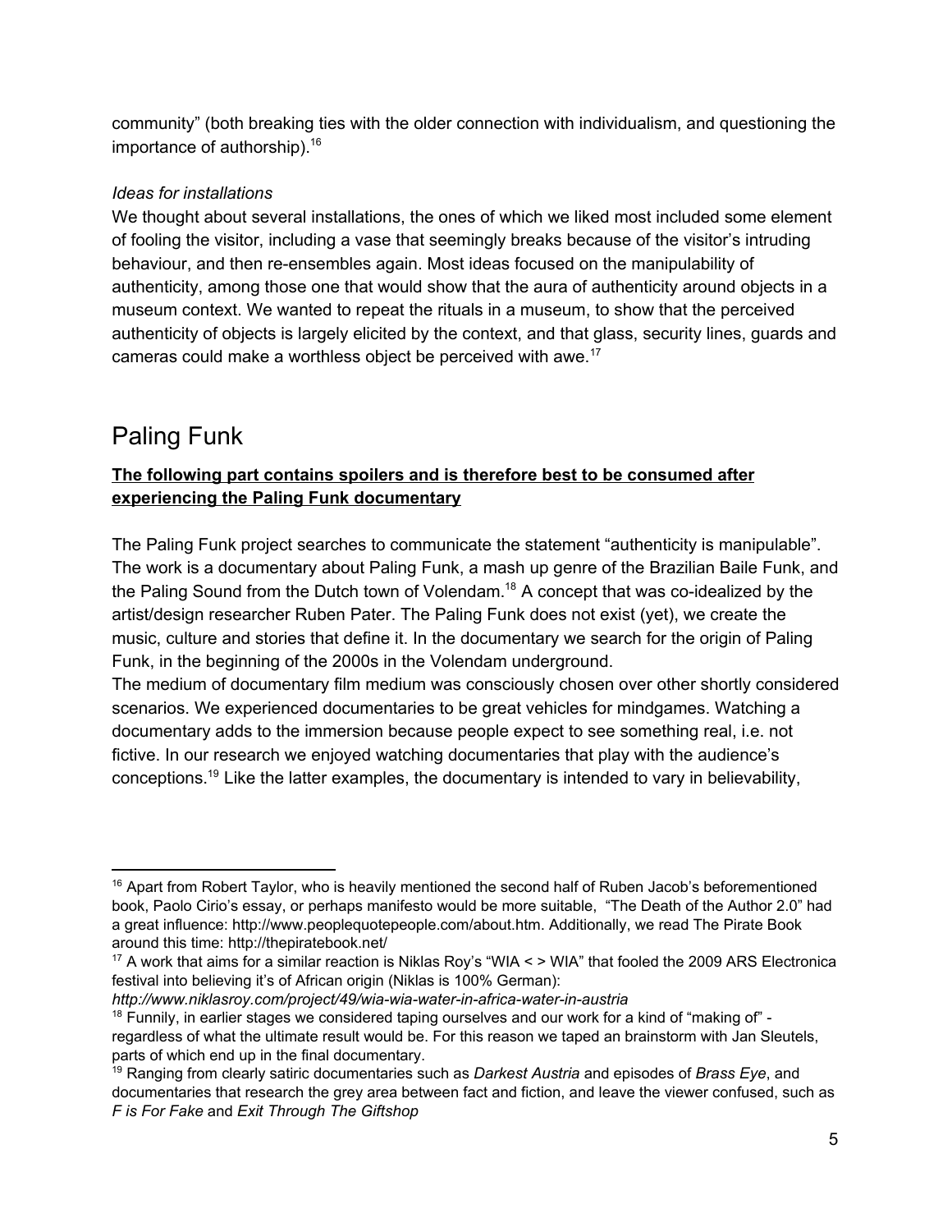community" (both breaking ties with the older connection with individualism, and questioning the importance of authorship).[16]

*Ideas for installations*

We thought about several installations, the ones of which we liked most included some element of fooling the visitor, including a vase that seemingly breaks because of the visitor's intruding behaviour, and then re-ensembles again. Most ideas focused on the manipulability of authenticity, among those one that would show that the aura of authenticity around objects in a museum context. We wanted to repeat the rituals in a museum, to show that the perceived authenticity of objects is largely elicited by the context, and that glass, security lines, guards and cameras could make a worthless object be perceived with awe.[17]

# Paling Funk

**The following part contains spoilers and is therefore best to be consumed after experiencing the Paling Funk documentary**

The Paling Funk project searches to communicate the statement "authenticity is manipulable". The work is a documentary about Paling Funk, a mash up genre of the Brazilian Baile Funk, and the Paling Sound from the Dutch town of Volendam.[18] A concept that was co-idealized by the artist/design researcher Ruben Pater. The Paling Funk does not exist (yet), we create the music, culture and stories that define it. In the documentary we search for the origin of Paling Funk, in the beginning of the 2000s in the Volendam underground.

The medium of documentary film medium was consciously chosen over other shortly considered scenarios. We experienced documentaries to be great vehicles for mindgames. Watching a documentary adds to the immersion because people expect to see something real, i.e. not fictive. In our research we enjoyed watching documentaries that play with the audience's conceptions.[19] Like the latter examples, the documentary is intended to vary in believability,

---

[16] Apart from Robert Taylor, who is heavily mentioned the second half of Ruben Jacob's beforementioned book, Paolo Cirio's essay, or perhaps manifesto would be more suitable, "The Death of the Author 2.0" had a great influence: http://www.peoplequotepeople.com/about.htm. Additionally, we read The Pirate Book around this time: http://thepiratebook.net/

[17] A work that aims for a similar reaction is Niklas Roy's "WIA < > WIA" that fooled the 2009 ARS Electronica festival into believing it's of African origin (Niklas is 100% German): *http://www.niklasroy.com/project/49/wia-wia-water-in-africa-water-in-austria*

[18] Funnily, in earlier stages we considered taping ourselves and our work for a kind of "making of" - regardless of what the ultimate result would be. For this reason we taped an brainstorm with Jan Sleutels, parts of which end up in the final documentary.

[19] Ranging from clearly satiric documentaries such as *Darkest Austria* and episodes of *Brass Eye*, and documentaries that research the grey area between fact and fiction, and leave the viewer confused, such as *F is For Fake* and *Exit Through The Giftshop*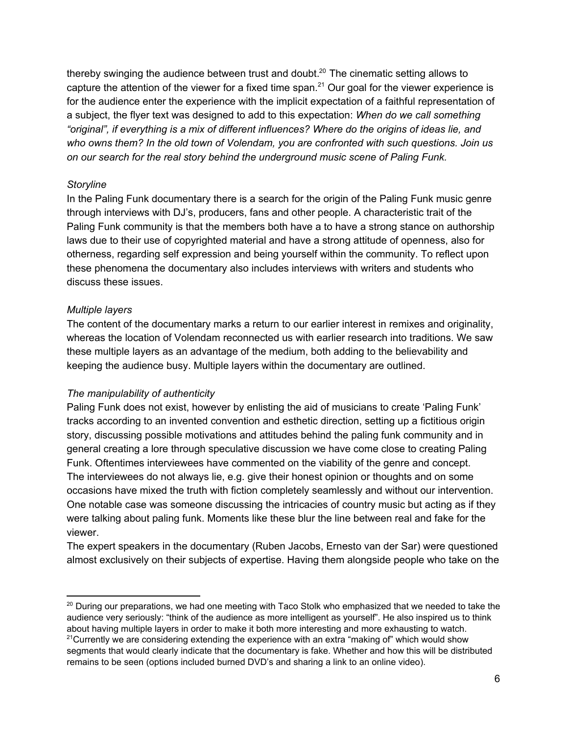thereby swinging the audience between trust and doubt.[20] The cinematic setting allows to capture the attention of the viewer for a fixed time span.[21] Our goal for the viewer experience is for the audience enter the experience with the implicit expectation of a faithful representation of a subject, the flyer text was designed to add to this expectation: *When do we call something "original", if everything is a mix of different influences? Where do the origins of ideas lie, and who owns them? In the old town of Volendam, you are confronted with such questions. Join us on our search for the real story behind the underground music scene of Paling Funk.*

*Storyline*

In the Paling Funk documentary there is a search for the origin of the Paling Funk music genre through interviews with DJ's, producers, fans and other people. A characteristic trait of the Paling Funk community is that the members both have a to have a strong stance on authorship laws due to their use of copyrighted material and have a strong attitude of openness, also for otherness, regarding self expression and being yourself within the community. To reflect upon these phenomena the documentary also includes interviews with writers and students who discuss these issues.

*Multiple layers*

The content of the documentary marks a return to our earlier interest in remixes and originality, whereas the location of Volendam reconnected us with earlier research into traditions. We saw these multiple layers as an advantage of the medium, both adding to the believability and keeping the audience busy. Multiple layers within the documentary are outlined.

*The manipulability of authenticity*

Paling Funk does not exist, however by enlisting the aid of musicians to create 'Paling Funk' tracks according to an invented convention and esthetic direction, setting up a fictitious origin story, discussing possible motivations and attitudes behind the paling funk community and in general creating a lore through speculative discussion we have come close to creating Paling Funk. Oftentimes interviewees have commented on the viability of the genre and concept. The interviewees do not always lie, e.g. give their honest opinion or thoughts and on some occasions have mixed the truth with fiction completely seamlessly and without our intervention. One notable case was someone discussing the intricacies of country music but acting as if they were talking about paling funk. Moments like these blur the line between real and fake for the viewer.

The expert speakers in the documentary (Ruben Jacobs, Ernesto van der Sar) were questioned almost exclusively on their subjects of expertise. Having them alongside people who take on the

---

[20] During our preparations, we had one meeting with Taco Stolk who emphasized that we needed to take the audience very seriously: "think of the audience as more intelligent as yourself". He also inspired us to think about having multiple layers in order to make it both more interesting and more exhausting to watch.

[21] Currently we are considering extending the experience with an extra "making of" which would show segments that would clearly indicate that the documentary is fake. Whether and how this will be distributed remains to be seen (options included burned DVD's and sharing a link to an online video).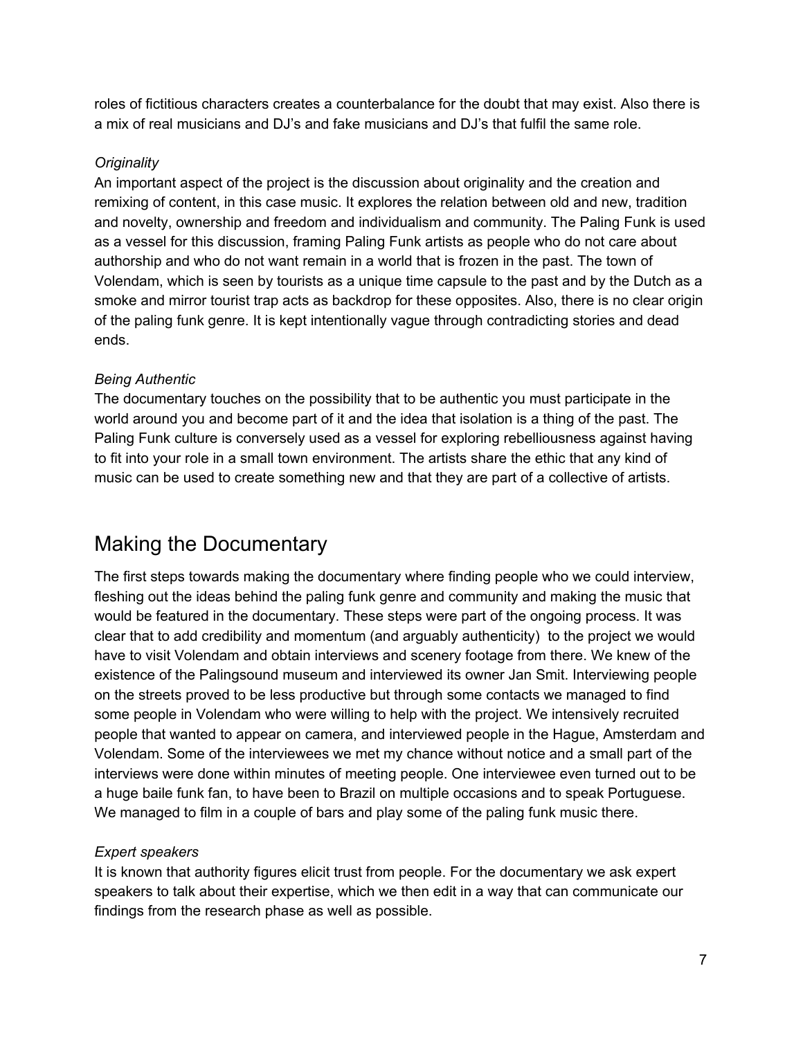roles of fictitious characters creates a counterbalance for the doubt that may exist. Also there is a mix of real musicians and DJ's and fake musicians and DJ's that fulfil the same role.

*Originality*

An important aspect of the project is the discussion about originality and the creation and remixing of content, in this case music. It explores the relation between old and new, tradition and novelty, ownership and freedom and individualism and community. The Paling Funk is used as a vessel for this discussion, framing Paling Funk artists as people who do not care about authorship and who do not want remain in a world that is frozen in the past. The town of Volendam, which is seen by tourists as a unique time capsule to the past and by the Dutch as a smoke and mirror tourist trap acts as backdrop for these opposites. Also, there is no clear origin of the paling funk genre. It is kept intentionally vague through contradicting stories and dead ends.

*Being Authentic*

The documentary touches on the possibility that to be authentic you must participate in the world around you and become part of it and the idea that isolation is a thing of the past. The Paling Funk culture is conversely used as a vessel for exploring rebelliousness against having to fit into your role in a small town environment. The artists share the ethic that any kind of music can be used to create something new and that they are part of a collective of artists.

## Making the Documentary

The first steps towards making the documentary where finding people who we could interview, fleshing out the ideas behind the paling funk genre and community and making the music that would be featured in the documentary. These steps were part of the ongoing process. It was clear that to add credibility and momentum (and arguably authenticity)  to the project we would have to visit Volendam and obtain interviews and scenery footage from there. We knew of the existence of the Palingsound museum and interviewed its owner Jan Smit. Interviewing people on the streets proved to be less productive but through some contacts we managed to find some people in Volendam who were willing to help with the project. We intensively recruited people that wanted to appear on camera, and interviewed people in the Hague, Amsterdam and Volendam. Some of the interviewees we met my chance without notice and a small part of the interviews were done within minutes of meeting people. One interviewee even turned out to be a huge baile funk fan, to have been to Brazil on multiple occasions and to speak Portuguese. We managed to film in a couple of bars and play some of the paling funk music there.

*Expert speakers*

It is known that authority figures elicit trust from people. For the documentary we ask expert speakers to talk about their expertise, which we then edit in a way that can communicate our findings from the research phase as well as possible.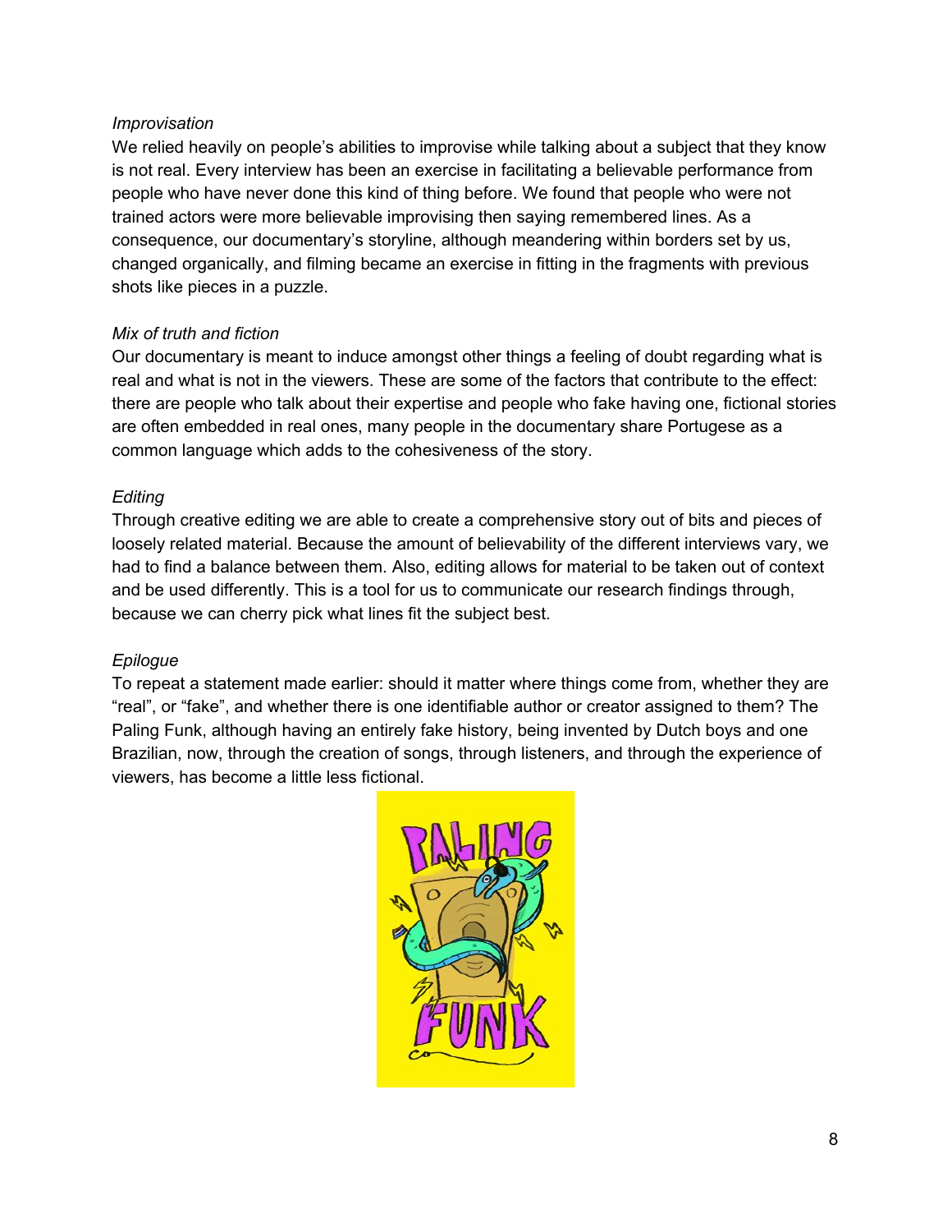*Improvisation*

We relied heavily on people's abilities to improvise while talking about a subject that they know is not real. Every interview has been an exercise in facilitating a believable performance from people who have never done this kind of thing before. We found that people who were not trained actors were more believable improvising then saying remembered lines. As a consequence, our documentary's storyline, although meandering within borders set by us, changed organically, and filming became an exercise in fitting in the fragments with previous shots like pieces in a puzzle.

*Mix of truth and fiction*

Our documentary is meant to induce amongst other things a feeling of doubt regarding what is real and what is not in the viewers. These are some of the factors that contribute to the effect: there are people who talk about their expertise and people who fake having one, fictional stories are often embedded in real ones, many people in the documentary share Portugese as a common language which adds to the cohesiveness of the story.

*Editing*

Through creative editing we are able to create a comprehensive story out of bits and pieces of loosely related material. Because the amount of believability of the different interviews vary, we had to find a balance between them. Also, editing allows for material to be taken out of context and be used differently. This is a tool for us to communicate our research findings through, because we can cherry pick what lines fit the subject best.

*Epilogue*

To repeat a statement made earlier: should it matter where things come from, whether they are "real", or "fake", and whether there is one identifiable author or creator assigned to them? The Paling Funk, although having an entirely fake history, being invented by Dutch boys and one Brazilian, now, through the creation of songs, through listeners, and through the experience of viewers, has become a little less fictional.